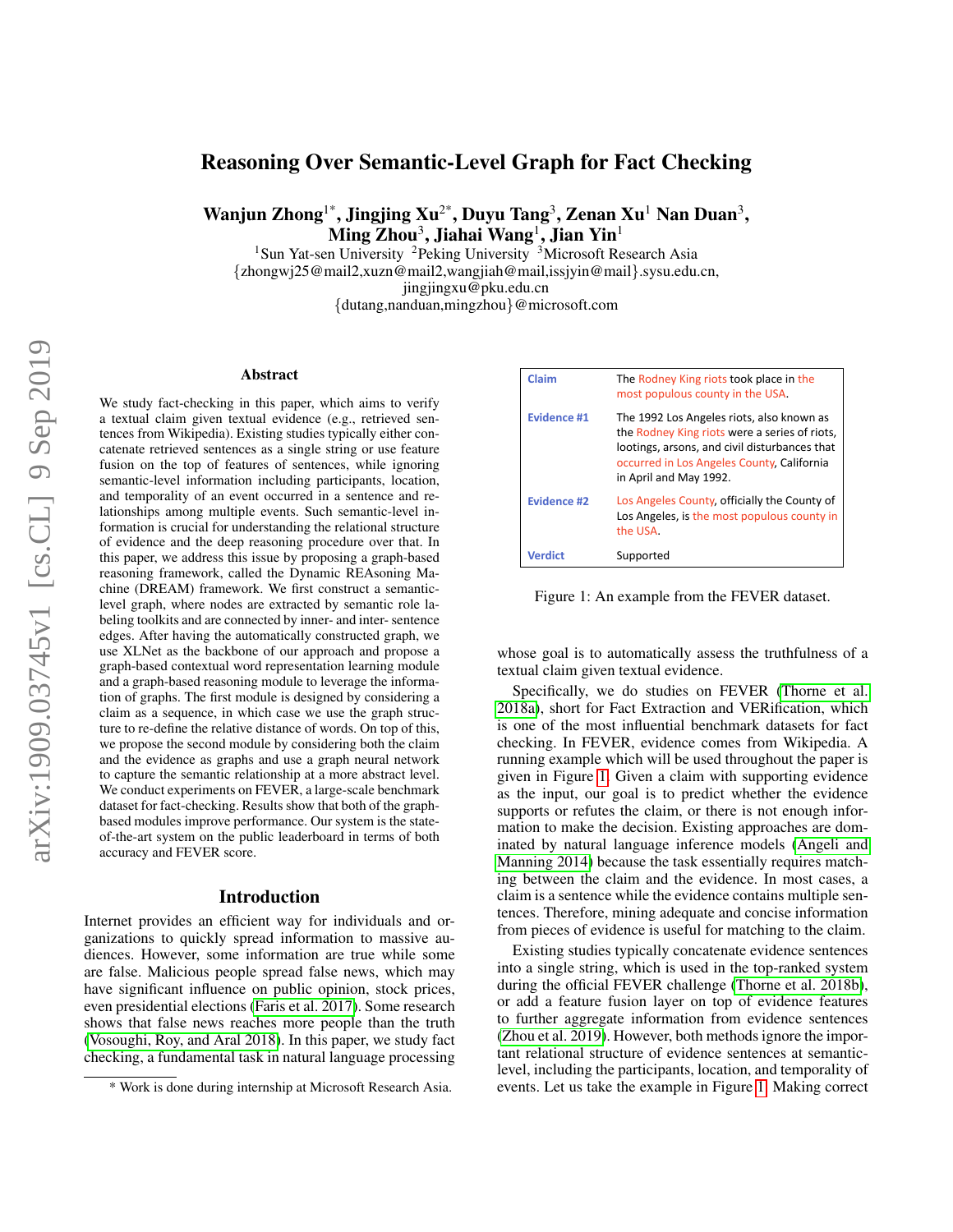# Reasoning Over Semantic-Level Graph for Fact Checking

**Wanjun Zhong[1*], Jingjing Xu[2*], Duyu Tang[3], Zenan Xu[1] Nan Duan[3], Ming Zhou[3], Jiahai Wang[1], Jian Yin[1]**

[1]Sun Yat-sen University [2]Peking University [3]Microsoft Research Asia

{zhongwj25@mail2,xuzn@mail2,wangjiah@mail,issjyin@mail}.sysu.edu.cn, jingjingxu@pku.edu.cn

{dutang,nanduan,mingzhou}@microsoft.com

## Abstract

We study fact-checking in this paper, which aims to verify a textual claim given textual evidence (e.g., retrieved sentences from Wikipedia). Existing studies typically either concatenate retrieved sentences as a single string or use feature fusion on the top of features of sentences, while ignoring semantic-level information including participants, location, and temporality of an event occurred in a sentence and relationships among multiple events. Such semantic-level information is crucial for understanding the relational structure of evidence and the deep reasoning procedure over that. In this paper, we address this issue by proposing a graph-based reasoning framework, called the Dynamic REAsoning Machine (DREAM) framework. We first construct a semantic-level graph, where nodes are extracted by semantic role labeling toolkits and are connected by inner- and inter- sentence edges. After having the automatically constructed graph, we use XLNet as the backbone of our approach and propose a graph-based contextual word representation learning module and a graph-based reasoning module to leverage the information of graphs. The first module is designed by considering a claim as a sequence, in which case we use the graph structure to re-define the relative distance of words. On top of this, we propose the second module by considering both the claim and the evidence as graphs and use a graph neural network to capture the semantic relationship at a more abstract level. We conduct experiments on FEVER, a large-scale benchmark dataset for fact-checking. Results show that both of the graph-based modules improve performance. Our system is the state-of-the-art system on the public leaderboard in terms of both accuracy and FEVER score.

## Introduction

Internet provides an efficient way for individuals and organizations to quickly spread information to massive audiences. However, some information are true while some are false. Malicious people spread false news, which may have significant influence on public opinion, stock prices, even presidential elections (Faris et al. 2017). Some research shows that false news reaches more people than the truth (Vosoughi, Roy, and Aral 2018). In this paper, we study fact checking, a fundamental task in natural language processing whose goal is to automatically assess the truthfulness of a textual claim given textual evidence.

| | |
|---|---|
| **Claim** | The Rodney King riots took place in the most populous county in the USA. |
| **Evidence #1** | The 1992 Los Angeles riots, also known as the Rodney King riots were a series of riots, lootings, arsons, and civil disturbances that occurred in Los Angeles County, California in April and May 1992. |
| **Evidence #2** | Los Angeles County, officially the County of Los Angeles, is the most populous county in the USA. |
| **Verdict** | Supported |

Figure 1: An example from the FEVER dataset.

Specifically, we do studies on FEVER (Thorne et al. 2018a), short for Fact Extraction and VERification, which is one of the most influential benchmark datasets for fact checking. In FEVER, evidence comes from Wikipedia. A running example which will be used throughout the paper is given in Figure 1. Given a claim with supporting evidence as the input, our goal is to predict whether the evidence supports or refutes the claim, or there is not enough information to make the decision. Existing approaches are dominated by natural language inference models (Angeli and Manning 2014) because the task essentially requires matching between the claim and the evidence. In most cases, a claim is a sentence while the evidence contains multiple sentences. Therefore, mining adequate and concise information from pieces of evidence is useful for matching to the claim.

Existing studies typically concatenate evidence sentences into a single string, which is used in the top-ranked system during the official FEVER challenge (Thorne et al. 2018b), or add a feature fusion layer on top of evidence features to further aggregate information from evidence sentences (Zhou et al. 2019). However, both methods ignore the important relational structure of evidence sentences at semantic-level, including the participants, location, and temporality of events. Let us take the example in Figure 1. Making correct

* Work is done during internship at Microsoft Research Asia.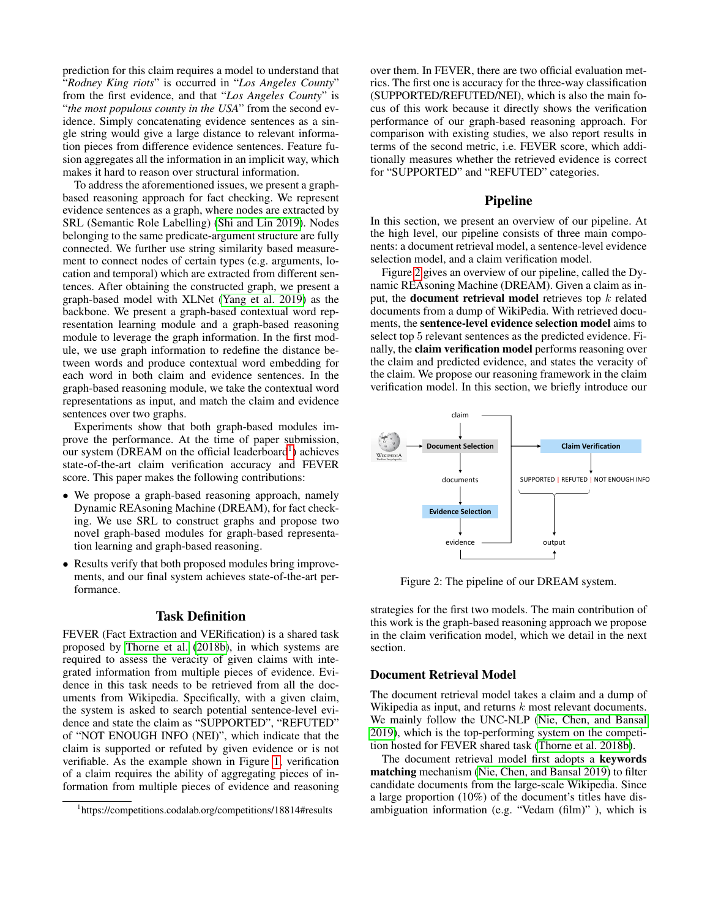prediction for this claim requires a model to understand that "*Rodney King riots*" is occurred in "*Los Angeles County*" from the first evidence, and that "*Los Angeles County*" is "*the most populous county in the USA*" from the second evidence. Simply concatenating evidence sentences as a single string would give a large distance to relevant information pieces from difference evidence sentences. Feature fusion aggregates all the information in an implicit way, which makes it hard to reason over structural information.

To address the aforementioned issues, we present a graph-based reasoning approach for fact checking. We represent evidence sentences as a graph, where nodes are extracted by SRL (Semantic Role Labelling) (Shi and Lin 2019). Nodes belonging to the same predicate-argument structure are fully connected. We further use string similarity based measurement to connect nodes of certain types (e.g. arguments, location and temporal) which are extracted from different sentences. After obtaining the constructed graph, we present a graph-based model with XLNet (Yang et al. 2019) as the backbone. We present a graph-based contextual word representation learning module and a graph-based reasoning module to leverage the graph information. In the first module, we use graph information to redefine the distance between words and produce contextual word embedding for each word in both claim and evidence sentences. In the graph-based reasoning module, we take the contextual word representations as input, and match the claim and evidence sentences over two graphs.

Experiments show that both graph-based modules improve the performance. At the time of paper submission, our system (DREAM on the official leaderboard[1]) achieves state-of-the-art claim verification accuracy and FEVER score. This paper makes the following contributions:

- We propose a graph-based reasoning approach, namely Dynamic REAsoning Machine (DREAM), for fact checking. We use SRL to construct graphs and propose two novel graph-based modules for graph-based representation learning and graph-based reasoning.
- Results verify that both proposed modules bring improvements, and our final system achieves state-of-the-art performance.

## Task Definition

FEVER (Fact Extraction and VERification) is a shared task proposed by Thorne et al. (2018b), in which systems are required to assess the veracity of given claims with integrated information from multiple pieces of evidence. Evidence in this task needs to be retrieved from all the documents from Wikipedia. Specifically, with a given claim, the system is asked to search potential sentence-level evidence and state the claim as "SUPPORTED", "REFUTED" of "NOT ENOUGH INFO (NEI)", which indicate that the claim is supported or refuted by given evidence or is not verifiable. As the example shown in Figure 1, verification of a claim requires the ability of aggregating pieces of information from multiple pieces of evidence and reasoning over them. In FEVER, there are two official evaluation metrics. The first one is accuracy for the three-way classification (SUPPORTED/REFUTED/NEI), which is also the main focus of this work because it directly shows the verification performance of our graph-based reasoning approach. For comparison with existing studies, we also report results in terms of the second metric, i.e. FEVER score, which additionally measures whether the retrieved evidence is correct for "SUPPORTED" and "REFUTED" categories.

[1] https://competitions.codalab.org/competitions/18814#results

## Pipeline

In this section, we present an overview of our pipeline. At the high level, our pipeline consists of three main components: a document retrieval model, a sentence-level evidence selection model, and a claim verification model.

Figure 2 gives an overview of our pipeline, called the Dynamic REAsoning Machine (DREAM). Given a claim as input, the **document retrieval model** retrieves top $k$ related documents from a dump of WikiPedia. With retrieved documents, the **sentence-level evidence selection model** aims to select top 5 relevant sentences as the predicted evidence. Finally, the **claim verification model** performs reasoning over the claim and predicted evidence, and states the veracity of the claim. We propose our reasoning framework in the claim verification model. In this section, we briefly introduce our strategies for the first two models. The main contribution of this work is the graph-based reasoning approach we propose in the claim verification model, which we detail in the next section.

Figure 2: The pipeline of our DREAM system.

### Document Retrieval Model

The document retrieval model takes a claim and a dump of Wikipedia as input, and returns $k$ most relevant documents. We mainly follow the UNC-NLP (Nie, Chen, and Bansal 2019), which is the top-performing system on the competition hosted for FEVER shared task (Thorne et al. 2018b).

The document retrieval model first adopts a **keywords matching** mechanism (Nie, Chen, and Bansal 2019) to filter candidate documents from the large-scale Wikipedia. Since a large proportion (10%) of the document's titles have disambiguation information (e.g. "Vedam (film)" ), which is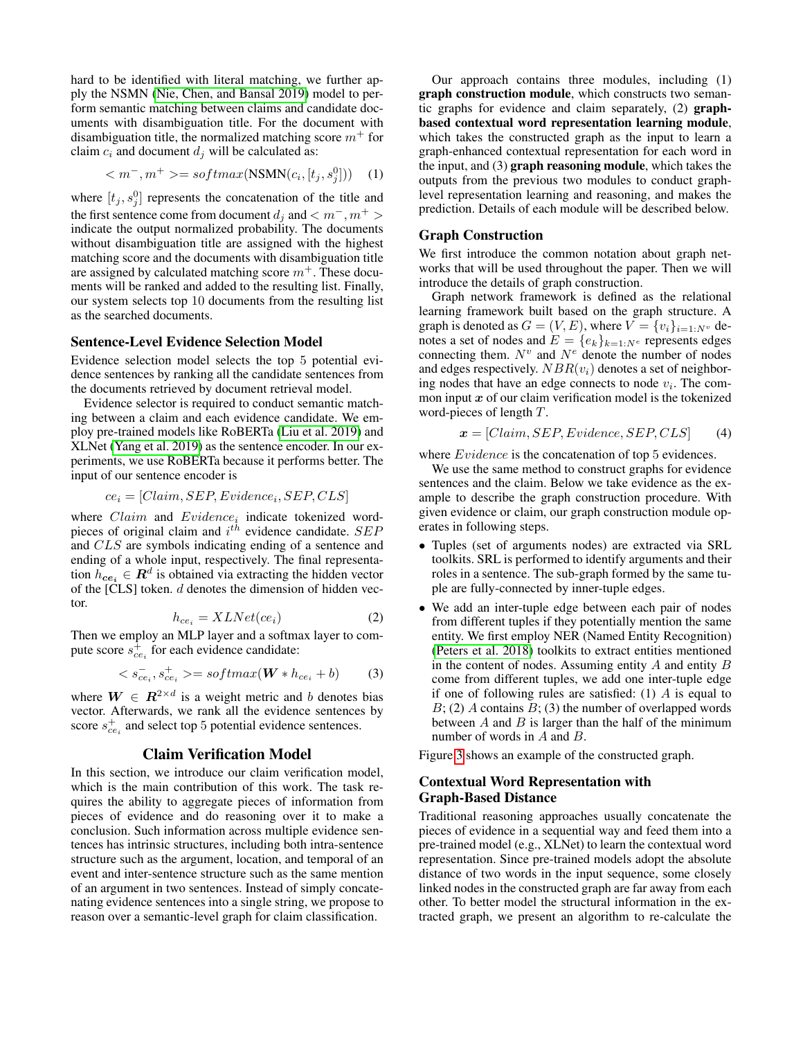hard to be identified with literal matching, we further apply the NSMN (Nie, Chen, and Bansal 2019) model to perform semantic matching between claims and candidate documents with disambiguation title. For the document with disambiguation title, the normalized matching score $m^+$ for claim $c_i$ and document $d_j$ will be calculated as:

$$< m^-, m^+ >= softmax(\text{NSMN}(c_i, [t_j, s_j^0])) \quad (1)$$

where $[t_j, s_j^0]$ represents the concatenation of the title and the first sentence come from document $d_j$ and $< m^-, m^+ >$ indicate the output normalized probability. The documents without disambiguation title are assigned with the highest matching score and the documents with disambiguation title are assigned by calculated matching score $m^+$. These documents will be ranked and added to the resulting list. Finally, our system selects top 10 documents from the resulting list as the searched documents.

## Sentence-Level Evidence Selection Model

Evidence selection model selects the top 5 potential evidence sentences by ranking all the candidate sentences from the documents retrieved by document retrieval model.

Evidence selector is required to conduct semantic matching between a claim and each evidence candidate. We employ pre-trained models like RoBERTa (Liu et al. 2019) and XLNet (Yang et al. 2019) as the sentence encoder. In our experiments, we use RoBERTa because it performs better. The input of our sentence encoder is

$$ce_i = [Claim, SEP, Evidence_i, SEP, CLS]$$

where $Claim$ and $Evidence_i$ indicate tokenized word-pieces of original claim and $i^{th}$ evidence candidate. $SEP$ and $CLS$ are symbols indicating ending of a sentence and ending of a whole input, respectively. The final representation $h_{\boldsymbol{ce_i}} \in \boldsymbol{R}^d$ is obtained via extracting the hidden vector of the [CLS] token. $d$ denotes the dimension of hidden vector.

$$h_{ce_i} = XLNet(ce_i) \quad (2)$$

Then we employ an MLP layer and a softmax layer to compute score $s_{ce_i}^+$ for each evidence candidate:

$$< s_{ce_i}^-, s_{ce_i}^+ >= softmax(\boldsymbol{W} * h_{ce_i} + b) \quad (3)$$

where $\boldsymbol{W} \in \boldsymbol{R}^{2\times d}$ is a weight metric and $b$ denotes bias vector. Afterwards, we rank all the evidence sentences by score $s_{ce_i}^+$ and select top 5 potential evidence sentences.

# Claim Verification Model

In this section, we introduce our claim verification model, which is the main contribution of this work. The task requires the ability to aggregate pieces of information from pieces of evidence and do reasoning over it to make a conclusion. Such information across multiple evidence sentences has intrinsic structures, including both intra-sentence structure such as the argument, location, and temporal of an event and inter-sentence structure such as the same mention of an argument in two sentences. Instead of simply concatenating evidence sentences into a single string, we propose to reason over a semantic-level graph for claim classification.

Our approach contains three modules, including (1) **graph construction module**, which constructs two semantic graphs for evidence and claim separately, (2) **graph-based contextual word representation learning module**, which takes the constructed graph as the input to learn a graph-enhanced contextual representation for each word in the input, and (3) **graph reasoning module**, which takes the outputs from the previous two modules to conduct graph-level representation learning and reasoning, and makes the prediction. Details of each module will be described below.

## Graph Construction

We first introduce the common notation about graph networks that will be used throughout the paper. Then we will introduce the details of graph construction.

Graph network framework is defined as the relational learning framework built based on the graph structure. A graph is denoted as $G = (V, E)$, where $V = \{v_i\}_{i=1:N^v}$ denotes a set of nodes and $E = \{e_k\}_{k=1:N^e}$ represents edges connecting them. $N^v$ and $N^e$ denote the number of nodes and edges respectively. $NBR(v_i)$ denotes a set of neighboring nodes that have an edge connects to node $v_i$. The common input $\boldsymbol{x}$ of our claim verification model is the tokenized word-pieces of length $T$.

$$\boldsymbol{x} = [Claim, SEP, Evidence, SEP, CLS] \quad (4)$$

where $Evidence$ is the concatenation of top 5 evidences.

We use the same method to construct graphs for evidence sentences and the claim. Below we take evidence as the example to describe the graph construction procedure. With given evidence or claim, our graph construction module operates in following steps.

- Tuples (set of arguments nodes) are extracted via SRL toolkits. SRL is performed to identify arguments and their roles in a sentence. The sub-graph formed by the same tuple are fully-connected by inner-tuple edges.
- We add an inter-tuple edge between each pair of nodes from different tuples if they potentially mention the same entity. We first employ NER (Named Entity Recognition) (Peters et al. 2018) toolkits to extract entities mentioned in the content of nodes. Assuming entity $A$ and entity $B$ come from different tuples, we add one inter-tuple edge if one of following rules are satisfied: (1) $A$ is equal to $B$; (2) $A$ contains $B$; (3) the number of overlapped words between $A$ and $B$ is larger than the half of the minimum number of words in $A$ and $B$.

Figure 3 shows an example of the constructed graph.

## Contextual Word Representation with Graph-Based Distance

Traditional reasoning approaches usually concatenate the pieces of evidence in a sequential way and feed them into a pre-trained model (e.g., XLNet) to learn the contextual word representation. Since pre-trained models adopt the absolute distance of two words in the input sequence, some closely linked nodes in the constructed graph are far away from each other. To better model the structural information in the extracted graph, we present an algorithm to re-calculate the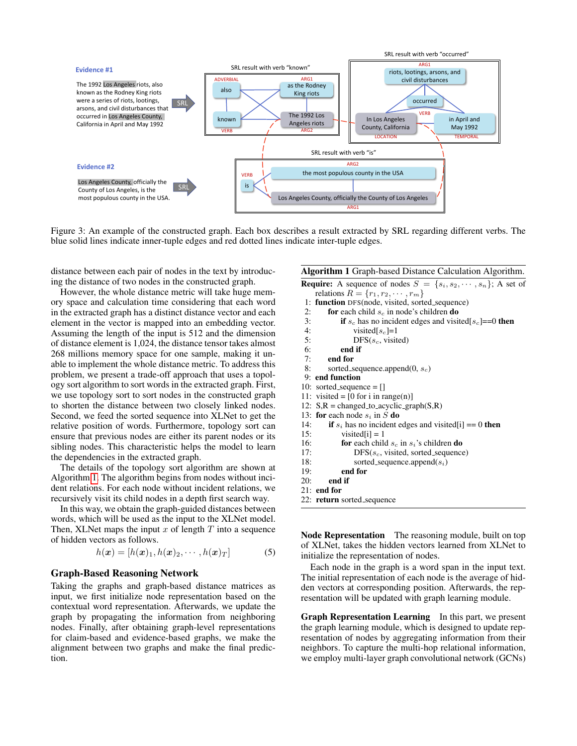Figure 3: An example of the constructed graph. Each box describes a result extracted by SRL regarding different verbs. The blue solid lines indicate inner-tuple edges and red dotted lines indicate inter-tuple edges.

distance between each pair of nodes in the text by introducing the distance of two nodes in the constructed graph.

However, the whole distance metric will take huge memory space and calculation time considering that each word in the extracted graph has a distinct distance vector and each element in the vector is mapped into an embedding vector. Assuming the length of the input is 512 and the dimension of distance element is 1,024, the distance tensor takes almost 268 millions memory space for one sample, making it unable to implement the whole distance metric. To address this problem, we present a trade-off approach that uses a topology sort algorithm to sort words in the extracted graph. First, we use topology sort to sort nodes in the constructed graph to shorten the distance between two closely linked nodes. Second, we feed the sorted sequence into XLNet to get the relative position of words. Furthermore, topology sort can ensure that previous nodes are either its parent nodes or its sibling nodes. This characteristic helps the model to learn the dependencies in the extracted graph.

The details of the topology sort algorithm are shown at Algorithm 1. The algorithm begins from nodes without incident relations. For each node without incident relations, we recursively visit its child nodes in a depth first search way.

In this way, we obtain the graph-guided distances between words, which will be used as the input to the XLNet model. Then, XLNet maps the input $x$ of length $T$ into a sequence of hidden vectors as follows.

$$h(\boldsymbol{x}) = [h(\boldsymbol{x})_1, h(\boldsymbol{x})_2, \cdots, h(\boldsymbol{x})_T] \quad (5)$$

**Algorithm 1** Graph-based Distance Calculation Algorithm.

**Require:** A sequence of nodes $S = \{s_i, s_2, \cdots, s_n\}$; A set of relations $R = \{r_1, r_2, \cdots, r_m\}$

```
1:  function DFS(node, visited, sorted_sequence)
2:      for each child s_c in node's children do
3:          if s_c has no incident edges and visited[s_c]==0 then
4:              visited[s_c]=1
5:              DFS(s_c, visited)
6:          end if
7:      end for
8:      sorted_sequence.append(0, s_c)
9:  end function
10: sorted_sequence = []
11: visited = [0 for i in range(n)]
12: S,R = changed_to_acyclic_graph(S,R)
13: for each node s_i in S do
14:     if s_i has no incident edges and visited[i] == 0 then
15:         visited[i] = 1
16:         for each child s_c in s_i's children do
17:             DFS(s_c, visited, sorted_sequence)
18:             sorted_sequence.append(s_i)
19:         end for
20:     end if
21: end for
22: return sorted_sequence
```

## Graph-Based Reasoning Network

Taking the graphs and graph-based distance matrices as input, we first initialize node representation based on the contextual word representation. Afterwards, we update the graph by propagating the information from neighboring nodes. Finally, after obtaining graph-level representations for claim-based and evidence-based graphs, we make the alignment between two graphs and make the final prediction.

**Node Representation** The reasoning module, built on top of XLNet, takes the hidden vectors learned from XLNet to initialize the representation of nodes.

Each node in the graph is a word span in the input text. The initial representation of each node is the average of hidden vectors at corresponding position. Afterwards, the representation will be updated with graph learning module.

**Graph Representation Learning** In this part, we present the graph learning module, which is designed to update representation of nodes by aggregating information from their neighbors. To capture the multi-hop relational information, we employ multi-layer graph convolutional network (GCNs)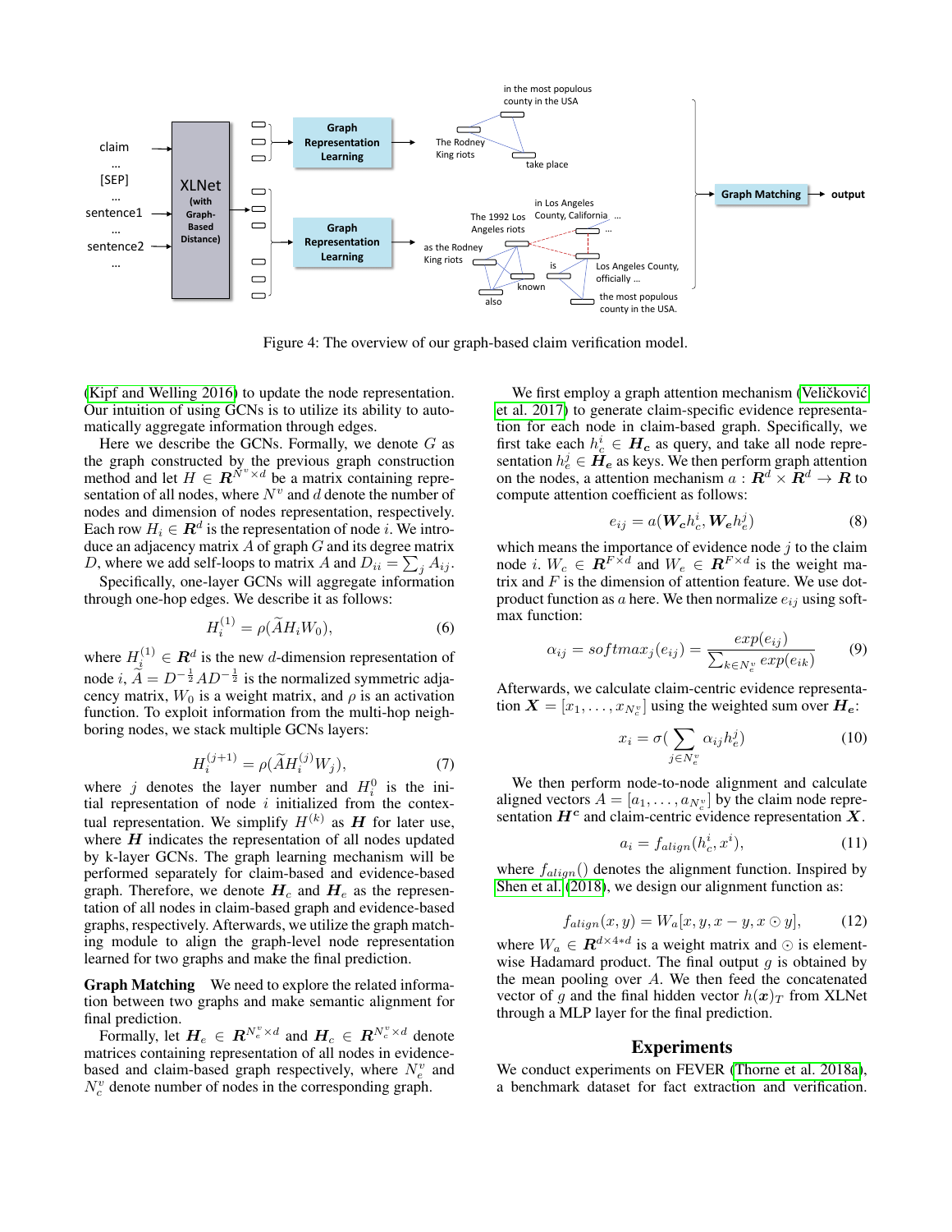Figure 4: The overview of our graph-based claim verification model.

(Kipf and Welling 2016) to update the node representation. Our intuition of using GCNs is to utilize its ability to automatically aggregate information through edges.

Here we describe the GCNs. Formally, we denote $G$ as the graph constructed by the previous graph construction method and let $H \in \boldsymbol{R}^{N^v \times d}$ be a matrix containing representation of all nodes, where $N^v$ and $d$ denote the number of nodes and dimension of nodes representation, respectively. Each row $H_i \in \boldsymbol{R}^d$ is the representation of node $i$. We introduce an adjacency matrix $A$ of graph $G$ and its degree matrix $D$, where we add self-loops to matrix $A$ and $D_{ii} = \sum_j A_{ij}$.

Specifically, one-layer GCNs will aggregate information through one-hop edges. We describe it as follows:

$$H_i^{(1)} = \rho(\widetilde{A} H_i W_0), \tag{6}$$

where $H_i^{(1)} \in \boldsymbol{R}^d$ is the new $d$-dimension representation of node $i$, $\widetilde{A} = D^{-\frac{1}{2}} A D^{-\frac{1}{2}}$ is the normalized symmetric adjacency matrix, $W_0$ is a weight matrix, and $\rho$ is an activation function. To exploit information from the multi-hop neighboring nodes, we stack multiple GCNs layers:

$$H_i^{(j+1)} = \rho(\widetilde{A} H_i^{(j)} W_j), \tag{7}$$

where $j$ denotes the layer number and $H_i^0$ is the initial representation of node $i$ initialized from the contextual representation. We simplify $H^{(k)}$ as $\boldsymbol{H}$ for later use, where $\boldsymbol{H}$ indicates the representation of all nodes updated by k-layer GCNs. The graph learning mechanism will be performed separately for claim-based and evidence-based graph. Therefore, we denote $\boldsymbol{H}_c$ and $\boldsymbol{H}_e$ as the representation of all nodes in claim-based graph and evidence-based graphs, respectively. Afterwards, we utilize the graph matching module to align the graph-level node representation learned for two graphs and make the final prediction.

**Graph Matching** We need to explore the related information between two graphs and make semantic alignment for final prediction.

Formally, let $\boldsymbol{H}_e \in \boldsymbol{R}^{N_e^v \times d}$ and $\boldsymbol{H}_c \in \boldsymbol{R}^{N_c^v \times d}$ denote matrices containing representation of all nodes in evidence-based and claim-based graph respectively, where $N_e^v$ and $N_c^v$ denote number of nodes in the corresponding graph.

We first employ a graph attention mechanism (Veličković et al. 2017) to generate claim-specific evidence representation for each node in claim-based graph. Specifically, we first take each $h_c^i \in \boldsymbol{H_c}$ as query, and take all node representation $h_e^j \in \boldsymbol{H_e}$ as keys. We then perform graph attention on the nodes, a attention mechanism $a : \boldsymbol{R}^d \times \boldsymbol{R}^d \rightarrow \boldsymbol{R}$ to compute attention coefficient as follows:

$$e_{ij} = a(\boldsymbol{W_c} h_c^i, \boldsymbol{W_e} h_e^j) \tag{8}$$

which means the importance of evidence node $j$ to the claim node $i$. $W_c \in \boldsymbol{R}^{F \times d}$ and $W_e \in \boldsymbol{R}^{F \times d}$ is the weight matrix and $F$ is the dimension of attention feature. We use dot-product function as $a$ here. We then normalize $e_{ij}$ using softmax function:

$$\alpha_{ij} = softmax_j(e_{ij}) = \frac{exp(e_{ij})}{\sum_{k \in N_e^v} exp(e_{ik})} \tag{9}$$

Afterwards, we calculate claim-centric evidence representation $\boldsymbol{X} = [x_1, \ldots, x_{N_c^v}]$ using the weighted sum over $\boldsymbol{H_e}$:

$$x_i = \sigma\Big(\sum_{j \in N_e^v} \alpha_{ij} h_e^j\Big) \tag{10}$$

We then perform node-to-node alignment and calculate aligned vectors $A = [a_1, \ldots, a_{N_c^v}]$ by the claim node representation $\boldsymbol{H^c}$ and claim-centric evidence representation $\boldsymbol{X}$.

$$a_i = f_{align}(h_c^i, x^i), \tag{11}$$

where $f_{align}()$ denotes the alignment function. Inspired by Shen et al. (2018), we design our alignment function as:

$$f_{align}(x, y) = W_a[x, y, x - y, x \odot y], \tag{12}$$

where $W_a \in \boldsymbol{R}^{d \times 4*d}$ is a weight matrix and $\odot$ is element-wise Hadamard product. The final output $g$ is obtained by the mean pooling over $A$. We then feed the concatenated vector of $g$ and the final hidden vector $h(\boldsymbol{x})_T$ from XLNet through a MLP layer for the final prediction.

## Experiments

We conduct experiments on FEVER (Thorne et al. 2018a), a benchmark dataset for fact extraction and verification.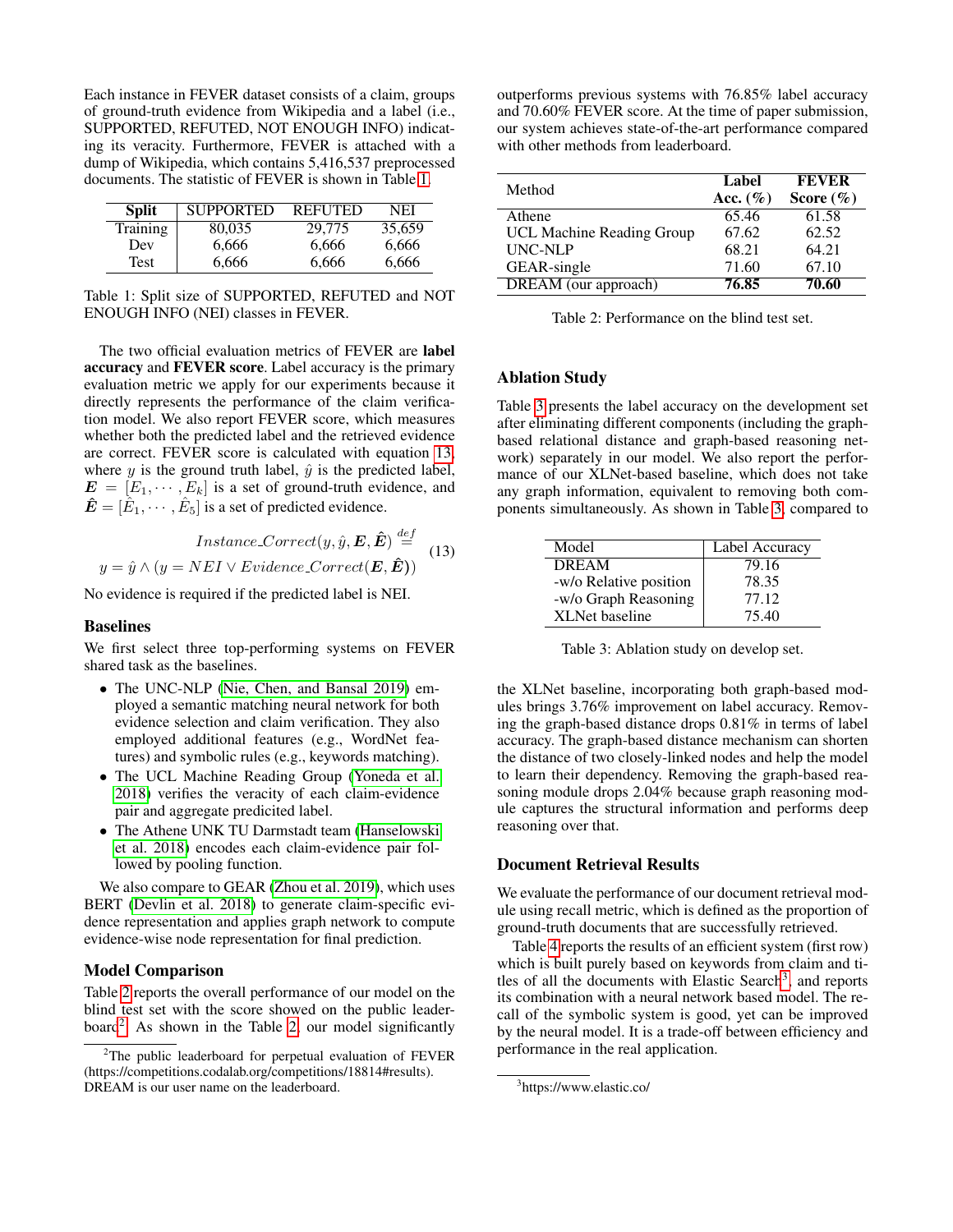Each instance in FEVER dataset consists of a claim, groups of ground-truth evidence from Wikipedia and a label (i.e., SUPPORTED, REFUTED, NOT ENOUGH INFO) indicating its veracity. Furthermore, FEVER is attached with a dump of Wikipedia, which contains 5,416,537 preprocessed documents. The statistic of FEVER is shown in Table 1.

| Split | SUPPORTED | REFUTED | NEI |
|---|---|---|---|
| Training | 80,035 | 29,775 | 35,659 |
| Dev | 6,666 | 6,666 | 6,666 |
| Test | 6,666 | 6,666 | 6,666 |

Table 1: Split size of SUPPORTED, REFUTED and NOT ENOUGH INFO (NEI) classes in FEVER.

The two official evaluation metrics of FEVER are **label accuracy** and **FEVER score**. Label accuracy is the primary evaluation metric we apply for our experiments because it directly represents the performance of the claim verification model. We also report FEVER score, which measures whether both the predicted label and the retrieved evidence are correct. FEVER score is calculated with equation 13, where $y$ is the ground truth label, $\hat{y}$ is the predicted label, $\boldsymbol{E} = [E_1, \cdots, E_k]$ is a set of ground-truth evidence, and $\hat{\boldsymbol{E}} = [\hat{E}_1, \cdots, \hat{E}_5]$ is a set of predicted evidence.

$$
\begin{aligned}
&Instance\_Correct(y, \hat{y}, \boldsymbol{E}, \hat{\boldsymbol{E}}) \stackrel{def}{=} \\
&y = \hat{y} \wedge (y = NEI \vee Evidence\_Correct(\boldsymbol{E}, \hat{\boldsymbol{E}}))
\end{aligned} \tag{13}
$$

No evidence is required if the predicted label is NEI.

### Baselines

We first select three top-performing systems on FEVER shared task as the baselines.

- The UNC-NLP (Nie, Chen, and Bansal 2019) employed a semantic matching neural network for both evidence selection and claim verification. They also employed additional features (e.g., WordNet features) and symbolic rules (e.g., keywords matching).
- The UCL Machine Reading Group (Yoneda et al. 2018) verifies the veracity of each claim-evidence pair and aggregate predicited label.
- The Athene UNK TU Darmstadt team (Hanselowski et al. 2018) encodes each claim-evidence pair followed by pooling function.

We also compare to GEAR (Zhou et al. 2019), which uses BERT (Devlin et al. 2018) to generate claim-specific evidence representation and applies graph network to compute evidence-wise node representation for final prediction.

### Model Comparison

Table 2 reports the overall performance of our model on the blind test set with the score showed on the public leaderboard[2]. As shown in the Table 2, our model significantly outperforms previous systems with 76.85% label accuracy and 70.60% FEVER score. At the time of paper submission, our system achieves state-of-the-art performance compared with other methods from leaderboard.

| Method | Label Acc. (%) | FEVER Score (%) |
|---|---|---|
| Athene | 65.46 | 61.58 |
| UCL Machine Reading Group | 67.62 | 62.52 |
| UNC-NLP | 68.21 | 64.21 |
| GEAR-single | 71.60 | 67.10 |
| DREAM (our approach) | **76.85** | **70.60** |

Table 2: Performance on the blind test set.

### Ablation Study

Table 3 presents the label accuracy on the development set after eliminating different components (including the graph-based relational distance and graph-based reasoning network) separately in our model. We also report the performance of our XLNet-based baseline, which does not take any graph information, equivalent to removing both components simultaneously. As shown in Table 3, compared to the XLNet baseline, incorporating both graph-based modules brings 3.76% improvement on label accuracy. Removing the graph-based distance drops 0.81% in terms of label accuracy. The graph-based distance mechanism can shorten the distance of two closely-linked nodes and help the model to learn their dependency. Removing the graph-based reasoning module drops 2.04% because graph reasoning module captures the structural information and performs deep reasoning over that.

| Model | Label Accuracy |
|---|---|
| DREAM | 79.16 |
| -w/o Relative position | 78.35 |
| -w/o Graph Reasoning | 77.12 |
| XLNet baseline | 75.40 |

Table 3: Ablation study on develop set.

### Document Retrieval Results

We evaluate the performance of our document retrieval module using recall metric, which is defined as the proportion of ground-truth documents that are successfully retrieved.

Table 4 reports the results of an efficient system (first row) which is built purely based on keywords from claim and titles of all the documents with Elastic Search[3], and reports its combination with a neural network based model. The recall of the symbolic system is good, yet can be improved by the neural model. It is a trade-off between efficiency and performance in the real application.

[2] The public leaderboard for perpetual evaluation of FEVER (https://competitions.codalab.org/competitions/18814#results). DREAM is our user name on the leaderboard.

[3] https://www.elastic.co/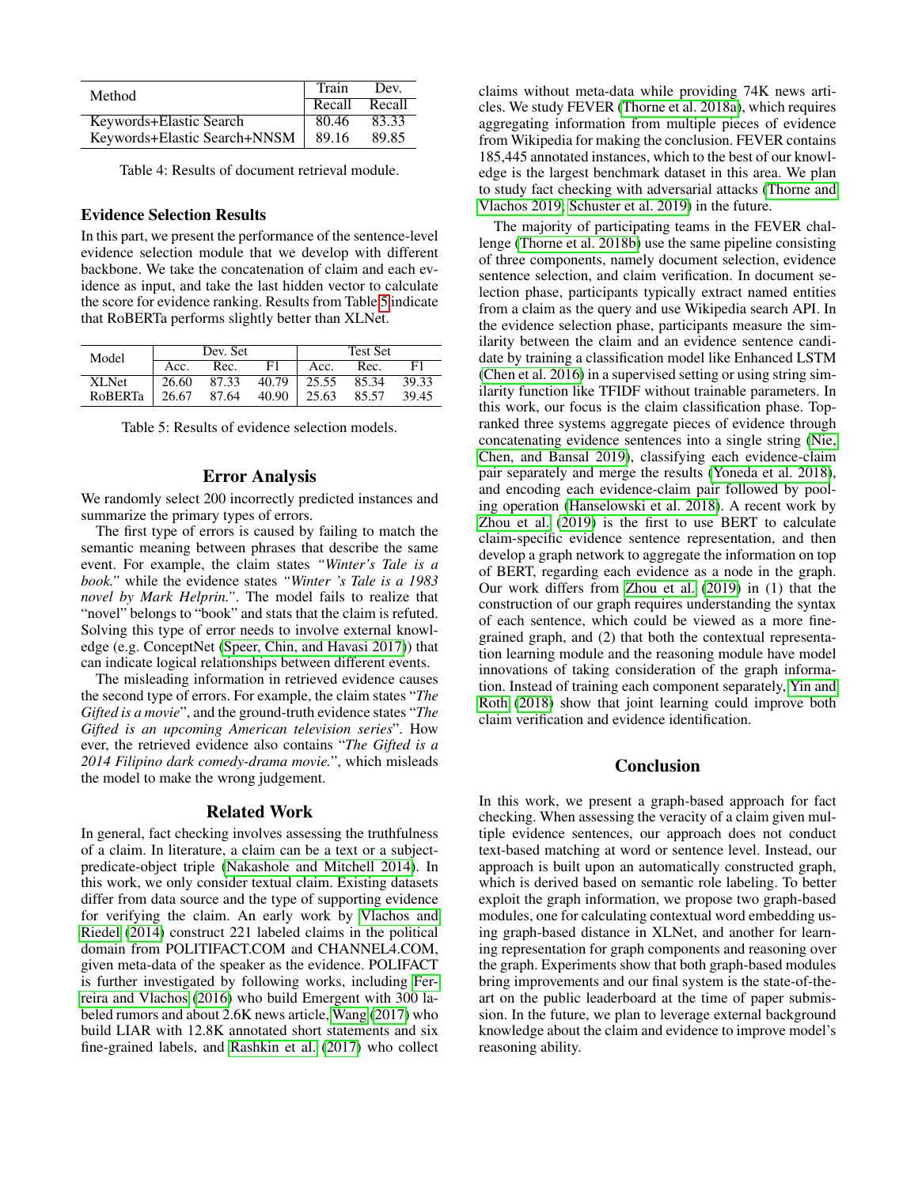| Method | Train Recall | Dev. Recall |
|---|---|---|
| Keywords+Elastic Search | 80.46 | 83.33 |
| Keywords+Elastic Search+NNSM | 89.16 | 89.85 |

Table 4: Results of document retrieval module.

### Evidence Selection Results

In this part, we present the performance of the sentence-level evidence selection module that we develop with different backbone. We take the concatenation of claim and each evidence as input, and take the last hidden vector to calculate the score for evidence ranking. Results from Table 5 indicate that RoBERTa performs slightly better than XLNet.

| Model | Dev. Set | | | Test Set | | |
|---|---|---|---|---|---|---|
| | Acc. | Rec. | F1 | Acc. | Rec. | F1 |
| XLNet | 26.60 | 87.33 | 40.79 | 25.55 | 85.34 | 39.33 |
| RoBERTa | 26.67 | 87.64 | 40.90 | 25.63 | 85.57 | 39.45 |

Table 5: Results of evidence selection models.

## Error Analysis

We randomly select 200 incorrectly predicted instances and summarize the primary types of errors.

The first type of errors is caused by failing to match the semantic meaning between phrases that describe the same event. For example, the claim states *"Winter's Tale is a book."* while the evidence states *"Winter 's Tale is a 1983 novel by Mark Helprin."*. The model fails to realize that "novel" belongs to "book" and stats that the claim is refuted. Solving this type of error needs to involve external knowledge (e.g. ConceptNet (Speer, Chin, and Havasi 2017)) that can indicate logical relationships between different events.

The misleading information in retrieved evidence causes the second type of errors. For example, the claim states "*The Gifted is a movie*", and the ground-truth evidence states "*The Gifted is an upcoming American television series*". However, the retrieved evidence also contains "*The Gifted is a 2014 Filipino dark comedy-drama movie.*", which misleads the model to make the wrong judgement.

## Related Work

In general, fact checking involves assessing the truthfulness of a claim. In literature, a claim can be a text or a subject-predicate-object triple (Nakashole and Mitchell 2014). In this work, we only consider textual claim. Existing datasets differ from data source and the type of supporting evidence for verifying the claim. An early work by Vlachos and Riedel (2014) construct 221 labeled claims in the political domain from POLITIFACT.COM and CHANNEL4.COM, given meta-data of the speaker as the evidence. POLIFACT is further investigated by following works, including Ferreira and Vlachos (2016) who build Emergent with 300 labeled rumors and about 2.6K news article, Wang (2017) who build LIAR with 12.8K annotated short statements and six fine-grained labels, and Rashkin et al. (2017) who collect claims without meta-data while providing 74K news articles. We study FEVER (Thorne et al. 2018a), which requires aggregating information from multiple pieces of evidence from Wikipedia for making the conclusion. FEVER contains 185,445 annotated instances, which to the best of our knowledge is the largest benchmark dataset in this area. We plan to study fact checking with adversarial attacks (Thorne and Vlachos 2019; Schuster et al. 2019) in the future.

The majority of participating teams in the FEVER challenge (Thorne et al. 2018b) use the same pipeline consisting of three components, namely document selection, evidence sentence selection, and claim verification. In document selection phase, participants typically extract named entities from a claim as the query and use Wikipedia search API. In the evidence selection phase, participants measure the similarity between the claim and an evidence sentence candidate by training a classification model like Enhanced LSTM (Chen et al. 2016) in a supervised setting or using string similarity function like TFIDF without trainable parameters. In this work, our focus is the claim classification phase. Top-ranked three systems aggregate pieces of evidence through concatenating evidence sentences into a single string (Nie, Chen, and Bansal 2019), classifying each evidence-claim pair separately and merge the results (Yoneda et al. 2018), and encoding each evidence-claim pair followed by pooling operation (Hanselowski et al. 2018). A recent work by Zhou et al. (2019) is the first to use BERT to calculate claim-specific evidence sentence representation, and then develop a graph network to aggregate the information on top of BERT, regarding each evidence as a node in the graph. Our work differs from Zhou et al. (2019) in (1) that the construction of our graph requires understanding the syntax of each sentence, which could be viewed as a more fine-grained graph, and (2) that both the contextual representation learning module and the reasoning module have model innovations of taking consideration of the graph information. Instead of training each component separately, Yin and Roth (2018) show that joint learning could improve both claim verification and evidence identification.

## Conclusion

In this work, we present a graph-based approach for fact checking. When assessing the veracity of a claim given multiple evidence sentences, our approach does not conduct text-based matching at word or sentence level. Instead, our approach is built upon an automatically constructed graph, which is derived based on semantic role labeling. To better exploit the graph information, we propose two graph-based modules, one for calculating contextual word embedding using graph-based distance in XLNet, and another for learning representation for graph components and reasoning over the graph. Experiments show that both graph-based modules bring improvements and our final system is the state-of-the-art on the public leaderboard at the time of paper submission. In the future, we plan to leverage external background knowledge about the claim and evidence to improve model's reasoning ability.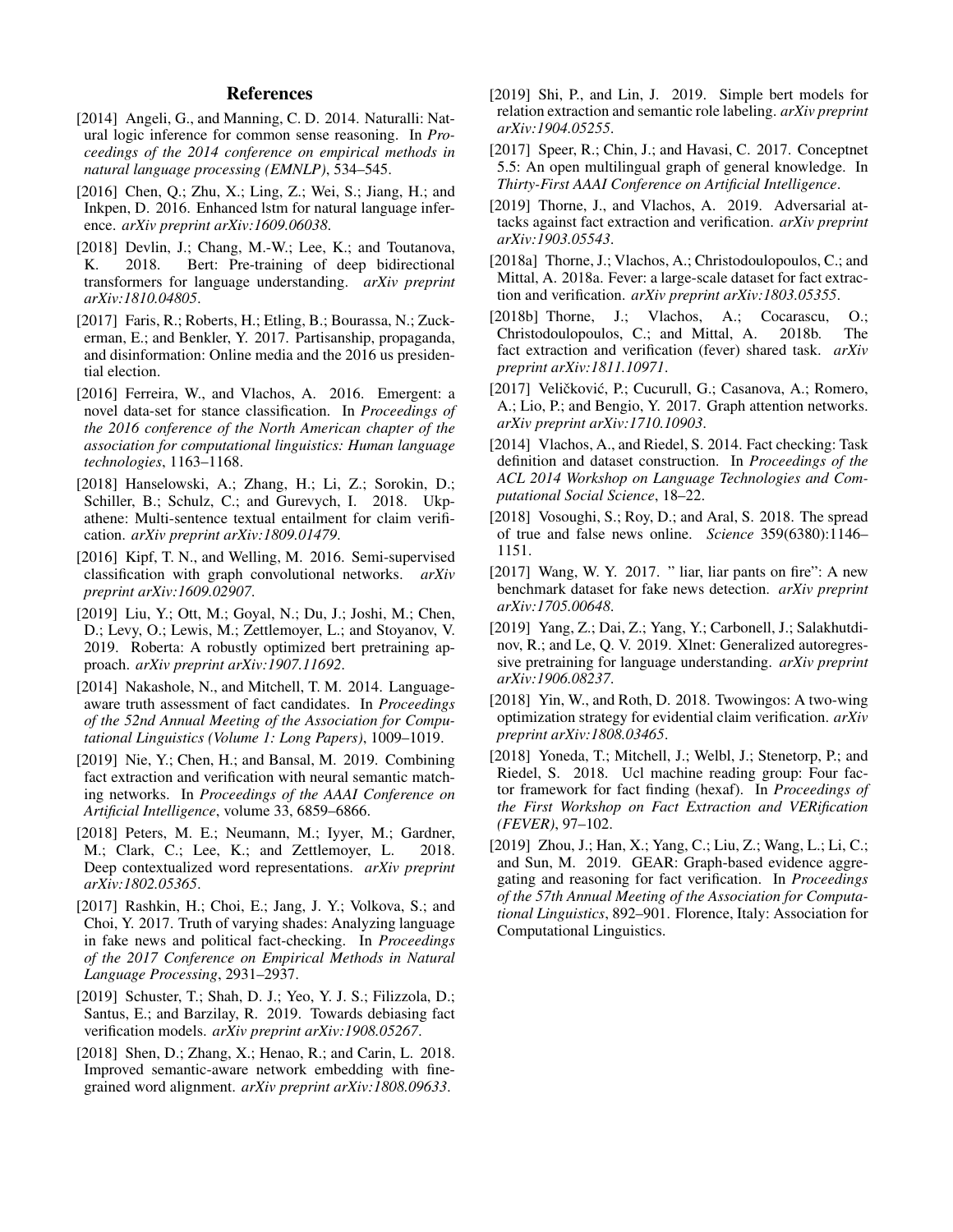## References

[2014] Angeli, G., and Manning, C. D. 2014. Naturalli: Natural logic inference for common sense reasoning. In *Proceedings of the 2014 conference on empirical methods in natural language processing (EMNLP)*, 534–545.

[2016] Chen, Q.; Zhu, X.; Ling, Z.; Wei, S.; Jiang, H.; and Inkpen, D. 2016. Enhanced lstm for natural language inference. *arXiv preprint arXiv:1609.06038*.

[2018] Devlin, J.; Chang, M.-W.; Lee, K.; and Toutanova, K. 2018. Bert: Pre-training of deep bidirectional transformers for language understanding. *arXiv preprint arXiv:1810.04805*.

[2017] Faris, R.; Roberts, H.; Etling, B.; Bourassa, N.; Zuckerman, E.; and Benkler, Y. 2017. Partisanship, propaganda, and disinformation: Online media and the 2016 us presidential election.

[2016] Ferreira, W., and Vlachos, A. 2016. Emergent: a novel data-set for stance classification. In *Proceedings of the 2016 conference of the North American chapter of the association for computational linguistics: Human language technologies*, 1163–1168.

[2018] Hanselowski, A.; Zhang, H.; Li, Z.; Sorokin, D.; Schiller, B.; Schulz, C.; and Gurevych, I. 2018. Ukpathene: Multi-sentence textual entailment for claim verification. *arXiv preprint arXiv:1809.01479*.

[2016] Kipf, T. N., and Welling, M. 2016. Semi-supervised classification with graph convolutional networks. *arXiv preprint arXiv:1609.02907*.

[2019] Liu, Y.; Ott, M.; Goyal, N.; Du, J.; Joshi, M.; Chen, D.; Levy, O.; Lewis, M.; Zettlemoyer, L.; and Stoyanov, V. 2019. Roberta: A robustly optimized bert pretraining approach. *arXiv preprint arXiv:1907.11692*.

[2014] Nakashole, N., and Mitchell, T. M. 2014. Language-aware truth assessment of fact candidates. In *Proceedings of the 52nd Annual Meeting of the Association for Computational Linguistics (Volume 1: Long Papers)*, 1009–1019.

[2019] Nie, Y.; Chen, H.; and Bansal, M. 2019. Combining fact extraction and verification with neural semantic matching networks. In *Proceedings of the AAAI Conference on Artificial Intelligence*, volume 33, 6859–6866.

[2018] Peters, M. E.; Neumann, M.; Iyyer, M.; Gardner, M.; Clark, C.; Lee, K.; and Zettlemoyer, L. 2018. Deep contextualized word representations. *arXiv preprint arXiv:1802.05365*.

[2017] Rashkin, H.; Choi, E.; Jang, J. Y.; Volkova, S.; and Choi, Y. 2017. Truth of varying shades: Analyzing language in fake news and political fact-checking. In *Proceedings of the 2017 Conference on Empirical Methods in Natural Language Processing*, 2931–2937.

[2019] Schuster, T.; Shah, D. J.; Yeo, Y. J. S.; Filizzola, D.; Santus, E.; and Barzilay, R. 2019. Towards debiasing fact verification models. *arXiv preprint arXiv:1908.05267*.

[2018] Shen, D.; Zhang, X.; Henao, R.; and Carin, L. 2018. Improved semantic-aware network embedding with fine-grained word alignment. *arXiv preprint arXiv:1808.09633*.

[2019] Shi, P., and Lin, J. 2019. Simple bert models for relation extraction and semantic role labeling. *arXiv preprint arXiv:1904.05255*.

[2017] Speer, R.; Chin, J.; and Havasi, C. 2017. Conceptnet 5.5: An open multilingual graph of general knowledge. In *Thirty-First AAAI Conference on Artificial Intelligence*.

[2019] Thorne, J., and Vlachos, A. 2019. Adversarial attacks against fact extraction and verification. *arXiv preprint arXiv:1903.05543*.

[2018a] Thorne, J.; Vlachos, A.; Christodoulopoulos, C.; and Mittal, A. 2018a. Fever: a large-scale dataset for fact extraction and verification. *arXiv preprint arXiv:1803.05355*.

[2018b] Thorne, J.; Vlachos, A.; Cocarascu, O.; Christodoulopoulos, C.; and Mittal, A. 2018b. The fact extraction and verification (fever) shared task. *arXiv preprint arXiv:1811.10971*.

[2017] Veličković, P.; Cucurull, G.; Casanova, A.; Romero, A.; Lio, P.; and Bengio, Y. 2017. Graph attention networks. *arXiv preprint arXiv:1710.10903*.

[2014] Vlachos, A., and Riedel, S. 2014. Fact checking: Task definition and dataset construction. In *Proceedings of the ACL 2014 Workshop on Language Technologies and Computational Social Science*, 18–22.

[2018] Vosoughi, S.; Roy, D.; and Aral, S. 2018. The spread of true and false news online. *Science* 359(6380):1146–1151.

[2017] Wang, W. Y. 2017. " liar, liar pants on fire": A new benchmark dataset for fake news detection. *arXiv preprint arXiv:1705.00648*.

[2019] Yang, Z.; Dai, Z.; Yang, Y.; Carbonell, J.; Salakhutdinov, R.; and Le, Q. V. 2019. Xlnet: Generalized autoregressive pretraining for language understanding. *arXiv preprint arXiv:1906.08237*.

[2018] Yin, W., and Roth, D. 2018. Twowingos: A two-wing optimization strategy for evidential claim verification. *arXiv preprint arXiv:1808.03465*.

[2018] Yoneda, T.; Mitchell, J.; Welbl, J.; Stenetorp, P.; and Riedel, S. 2018. Ucl machine reading group: Four factor framework for fact finding (hexaf). In *Proceedings of the First Workshop on Fact Extraction and VERification (FEVER)*, 97–102.

[2019] Zhou, J.; Han, X.; Yang, C.; Liu, Z.; Wang, L.; Li, C.; and Sun, M. 2019. GEAR: Graph-based evidence aggregating and reasoning for fact verification. In *Proceedings of the 57th Annual Meeting of the Association for Computational Linguistics*, 892–901. Florence, Italy: Association for Computational Linguistics.